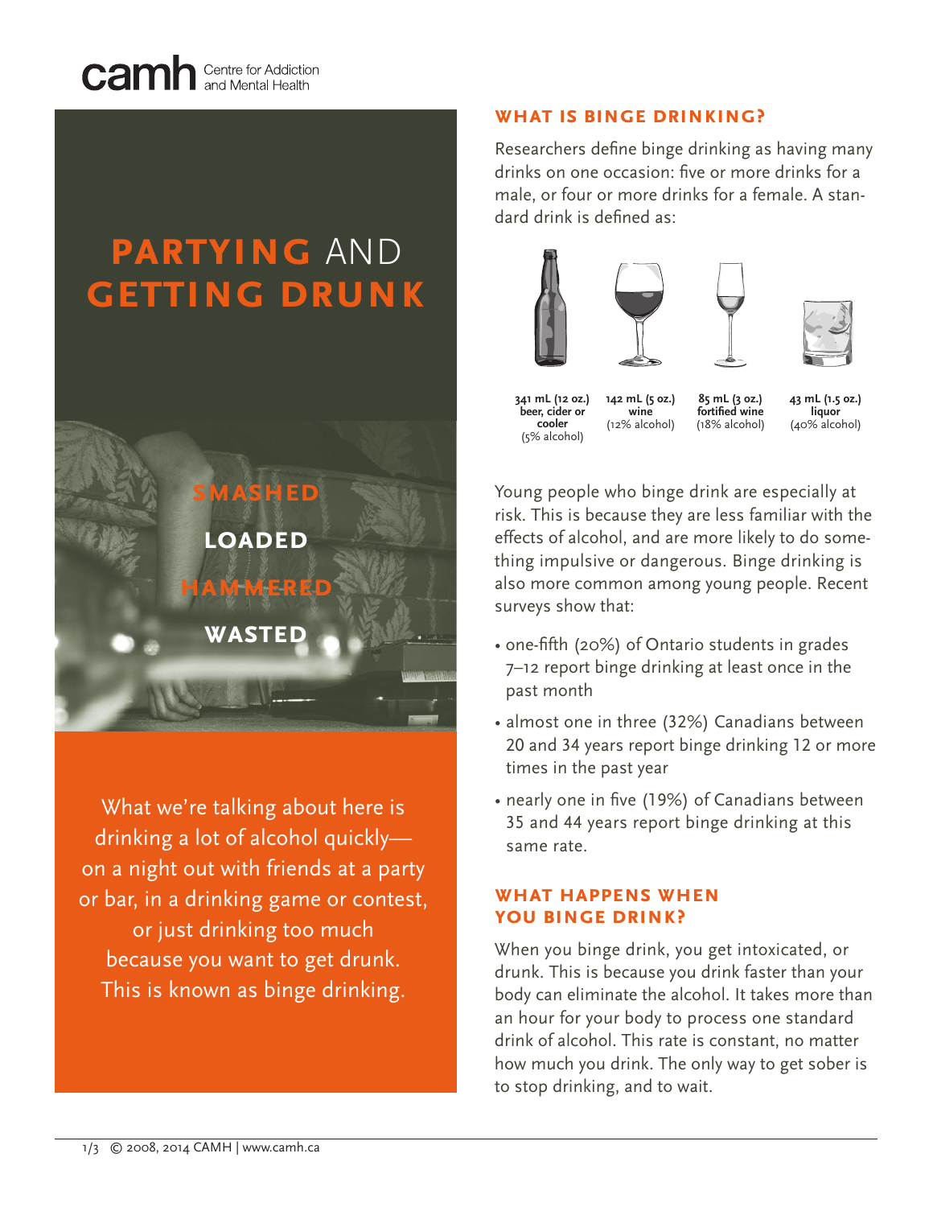camh Centre for Addiction and Mental Health

# PARTYING AND GETTING DRUNK

SMASHED

LOADED

HAMMERED

WASTED

What we're talking about here is drinking a lot of alcohol quickly—on a night out with friends at a party or bar, in a drinking game or contest, or just drinking too much because you want to get drunk. This is known as binge drinking.

## WHAT IS BINGE DRINKING?

Researchers define binge drinking as having many drinks on one occasion: five or more drinks for a male, or four or more drinks for a female. A standard drink is defined as:

- **341 mL (12 oz.) beer, cider or cooler** (5% alcohol)
- **142 mL (5 oz.) wine** (12% alcohol)
- **85 mL (3 oz.) fortified wine** (18% alcohol)
- **43 mL (1.5 oz.) liquor** (40% alcohol)

Young people who binge drink are especially at risk. This is because they are less familiar with the effects of alcohol, and are more likely to do something impulsive or dangerous. Binge drinking is also more common among young people. Recent surveys show that:

- one-fifth (20%) of Ontario students in grades 7–12 report binge drinking at least once in the past month
- almost one in three (32%) Canadians between 20 and 34 years report binge drinking 12 or more times in the past year
- nearly one in five (19%) of Canadians between 35 and 44 years report binge drinking at this same rate.

## WHAT HAPPENS WHEN YOU BINGE DRINK?

When you binge drink, you get intoxicated, or drunk. This is because you drink faster than your body can eliminate the alcohol. It takes more than an hour for your body to process one standard drink of alcohol. This rate is constant, no matter how much you drink. The only way to get sober is to stop drinking, and to wait.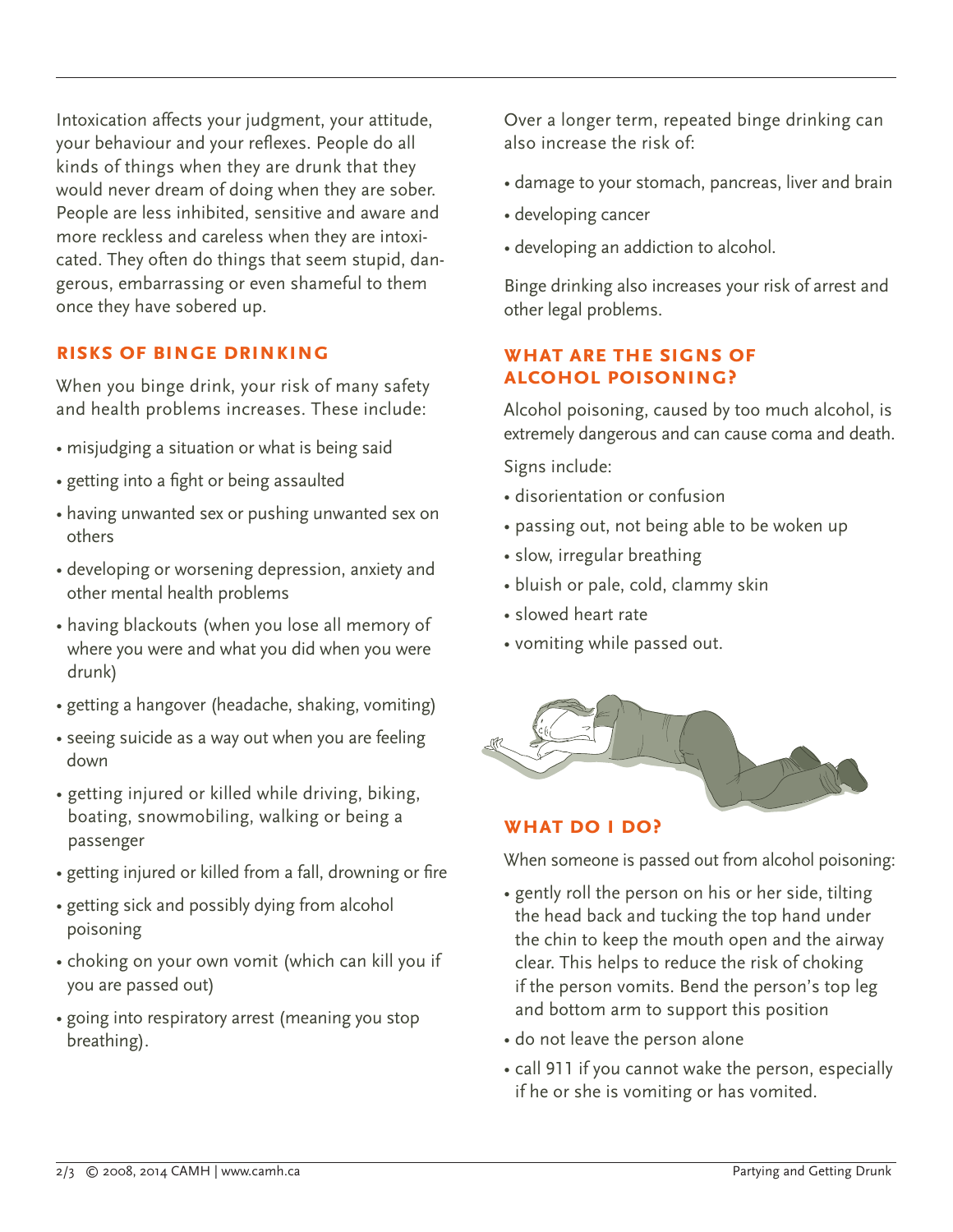Intoxication affects your judgment, your attitude, your behaviour and your reflexes. People do all kinds of things when they are drunk that they would never dream of doing when they are sober. People are less inhibited, sensitive and aware and more reckless and careless when they are intoxicated. They often do things that seem stupid, dangerous, embarrassing or even shameful to them once they have sobered up.

## RISKS OF BINGE DRINKING

When you binge drink, your risk of many safety and health problems increases. These include:

- misjudging a situation or what is being said
- getting into a fight or being assaulted
- having unwanted sex or pushing unwanted sex on others
- developing or worsening depression, anxiety and other mental health problems
- having blackouts (when you lose all memory of where you were and what you did when you were drunk)
- getting a hangover (headache, shaking, vomiting)
- seeing suicide as a way out when you are feeling down
- getting injured or killed while driving, biking, boating, snowmobiling, walking or being a passenger
- getting injured or killed from a fall, drowning or fire
- getting sick and possibly dying from alcohol poisoning
- choking on your own vomit (which can kill you if you are passed out)
- going into respiratory arrest (meaning you stop breathing).

Over a longer term, repeated binge drinking can also increase the risk of:

- damage to your stomach, pancreas, liver and brain
- developing cancer
- developing an addiction to alcohol.

Binge drinking also increases your risk of arrest and other legal problems.

## WHAT ARE THE SIGNS OF ALCOHOL POISONING?

Alcohol poisoning, caused by too much alcohol, is extremely dangerous and can cause coma and death.

Signs include:

- disorientation or confusion
- passing out, not being able to be woken up
- slow, irregular breathing
- bluish or pale, cold, clammy skin
- slowed heart rate
- vomiting while passed out.

## WHAT DO I DO?

When someone is passed out from alcohol poisoning:

- gently roll the person on his or her side, tilting the head back and tucking the top hand under the chin to keep the mouth open and the airway clear. This helps to reduce the risk of choking if the person vomits. Bend the person's top leg and bottom arm to support this position
- do not leave the person alone
- call 911 if you cannot wake the person, especially if he or she is vomiting or has vomited.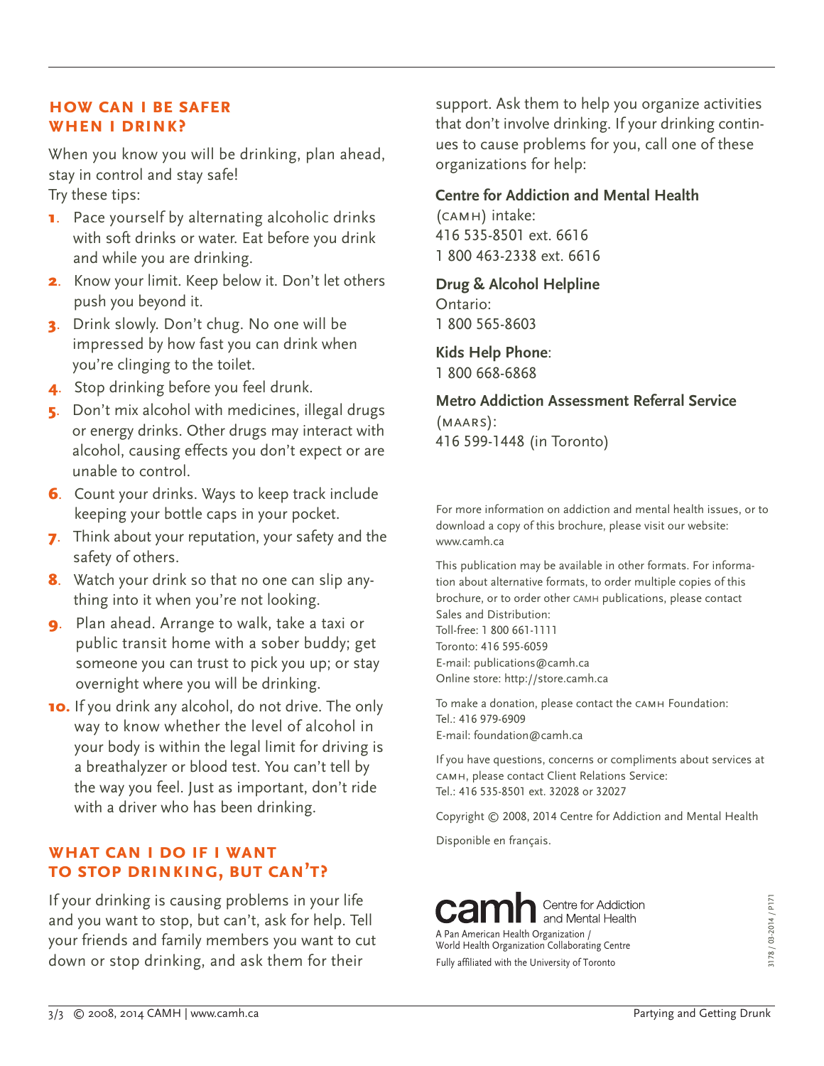## HOW CAN I BE SAFER WHEN I DRINK?

When you know you will be drinking, plan ahead, stay in control and stay safe!
Try these tips:

1. Pace yourself by alternating alcoholic drinks with soft drinks or water. Eat before you drink and while you are drinking.
2. Know your limit. Keep below it. Don't let others push you beyond it.
3. Drink slowly. Don't chug. No one will be impressed by how fast you can drink when you're clinging to the toilet.
4. Stop drinking before you feel drunk.
5. Don't mix alcohol with medicines, illegal drugs or energy drinks. Other drugs may interact with alcohol, causing effects you don't expect or are unable to control.
6. Count your drinks. Ways to keep track include keeping your bottle caps in your pocket.
7. Think about your reputation, your safety and the safety of others.
8. Watch your drink so that no one can slip anything into it when you're not looking.
9. Plan ahead. Arrange to walk, take a taxi or public transit home with a sober buddy; get someone you can trust to pick you up; or stay overnight where you will be drinking.
10. If you drink any alcohol, do not drive. The only way to know whether the level of alcohol in your body is within the legal limit for driving is a breathalyzer or blood test. You can't tell by the way you feel. Just as important, don't ride with a driver who has been drinking.

## WHAT CAN I DO IF I WANT TO STOP DRINKING, BUT CAN'T?

If your drinking is causing problems in your life and you want to stop, but can't, ask for help. Tell your friends and family members you want to cut down or stop drinking, and ask them for their support. Ask them to help you organize activities that don't involve drinking. If your drinking continues to cause problems for you, call one of these organizations for help:

**Centre for Addiction and Mental Health**
(CAMH) intake:
416 535-8501 ext. 6616
1 800 463-2338 ext. 6616

**Drug & Alcohol Helpline**
Ontario:
1 800 565-8603

**Kids Help Phone**:
1 800 668-6868

**Metro Addiction Assessment Referral Service**
(MAARS):
416 599-1448 (in Toronto)

For more information on addiction and mental health issues, or to download a copy of this brochure, please visit our website: www.camh.ca

This publication may be available in other formats. For information about alternative formats, to order multiple copies of this brochure, or to order other CAMH publications, please contact Sales and Distribution:
Toll-free: 1 800 661-1111
Toronto: 416 595-6059
E-mail: publications@camh.ca
Online store: http://store.camh.ca

To make a donation, please contact the CAMH Foundation:
Tel.: 416 979-6909
E-mail: foundation@camh.ca

If you have questions, concerns or compliments about services at CAMH, please contact Client Relations Service:
Tel.: 416 535-8501 ext. 32028 or 32027

Copyright © 2008, 2014 Centre for Addiction and Mental Health

Disponible en français.

camh Centre for Addiction and Mental Health
A Pan American Health Organization / World Health Organization Collaborating Centre
Fully affiliated with the University of Toronto

3178 / 03-2014 / P171